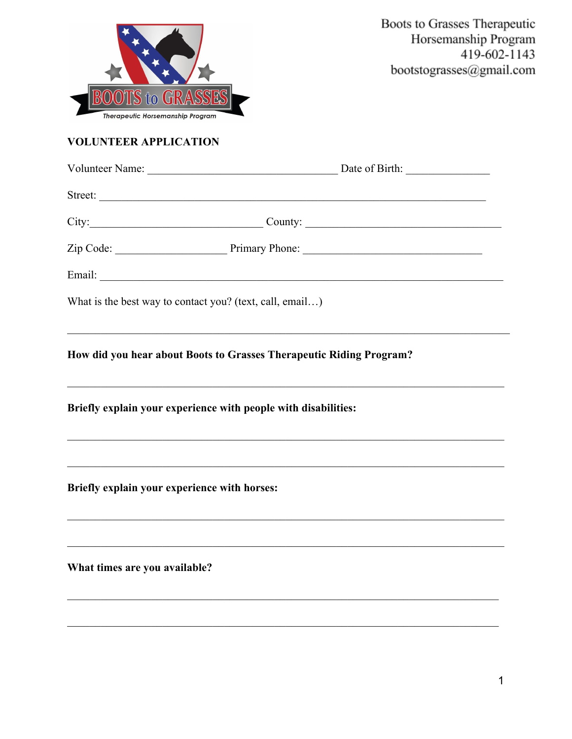Boots to Grasses Therapeutic Horsemanship Program
419-602-1143
bootstograsses@gmail.com

BOOTS to GRASSES
*Therapeutic Horsemanship Program*

**VOLUNTEER APPLICATION**

Volunteer Name: __________________________________ Date of Birth: _______________

Street: ______________________________________________________________________

City:_______________________________ County: ___________________________________

Zip Code: ____________________ Primary Phone: ________________________________

Email: _______________________________________________________________________

What is the best way to contact you? (text, call, email…)

______________________________________________________________________________

**How did you hear about Boots to Grasses Therapeutic Riding Program?**

______________________________________________________________________________

**Briefly explain your experience with people with disabilities:**

______________________________________________________________________________

______________________________________________________________________________

**Briefly explain your experience with horses:**

______________________________________________________________________________

______________________________________________________________________________

**What times are you available?**

______________________________________________________________________________

______________________________________________________________________________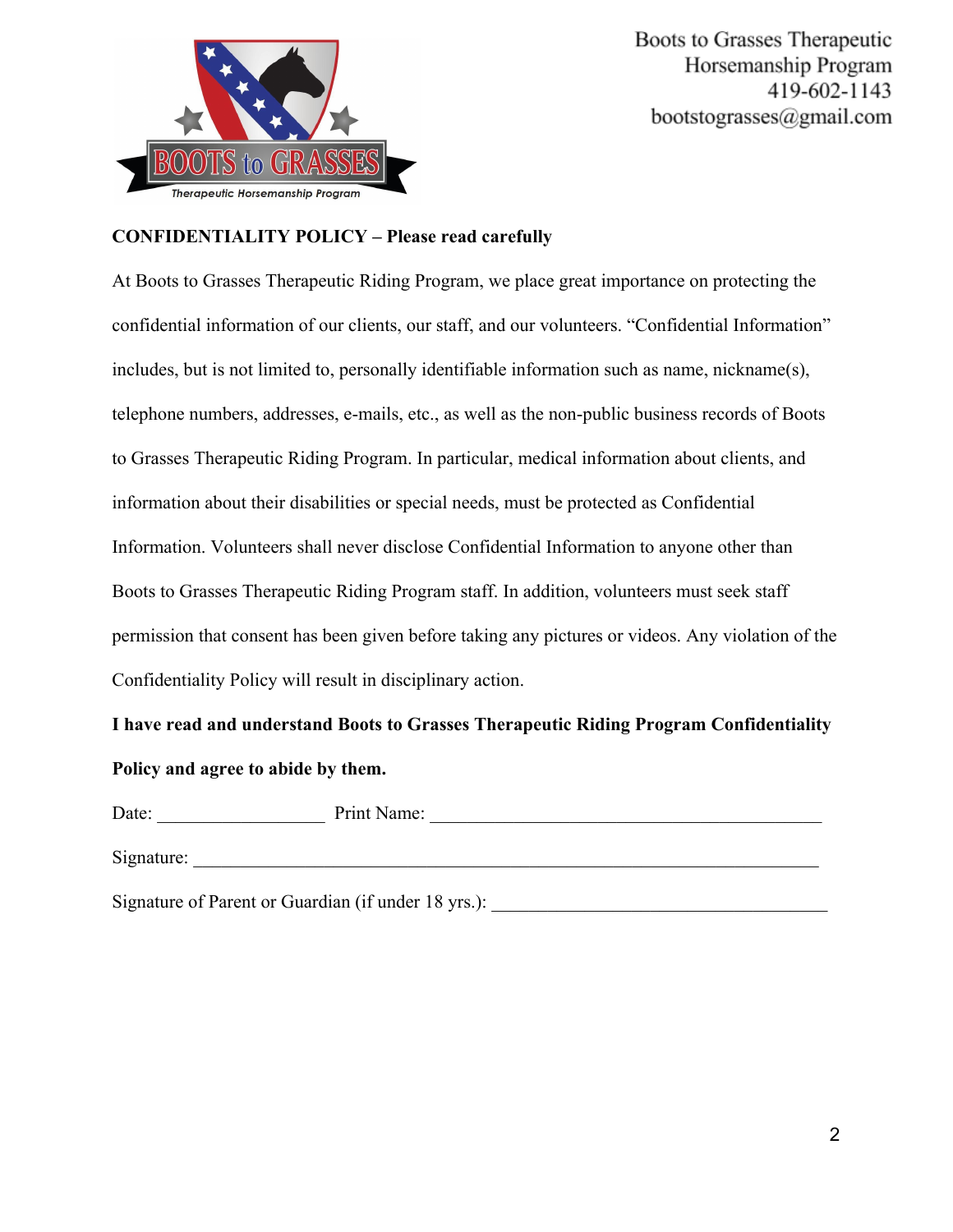Boots to Grasses Therapeutic Horsemanship Program
419-602-1143
bootstograsses@gmail.com

**CONFIDENTIALITY POLICY – Please read carefully**

At Boots to Grasses Therapeutic Riding Program, we place great importance on protecting the confidential information of our clients, our staff, and our volunteers. "Confidential Information" includes, but is not limited to, personally identifiable information such as name, nickname(s), telephone numbers, addresses, e-mails, etc., as well as the non-public business records of Boots to Grasses Therapeutic Riding Program. In particular, medical information about clients, and information about their disabilities or special needs, must be protected as Confidential Information. Volunteers shall never disclose Confidential Information to anyone other than Boots to Grasses Therapeutic Riding Program staff. In addition, volunteers must seek staff permission that consent has been given before taking any pictures or videos. Any violation of the Confidentiality Policy will result in disciplinary action.

**I have read and understand Boots to Grasses Therapeutic Riding Program Confidentiality Policy and agree to abide by them.**

Date: __________________ Print Name: ___________________________________________

Signature: _____________________________________________________________________

Signature of Parent or Guardian (if under 18 yrs.): _____________________________________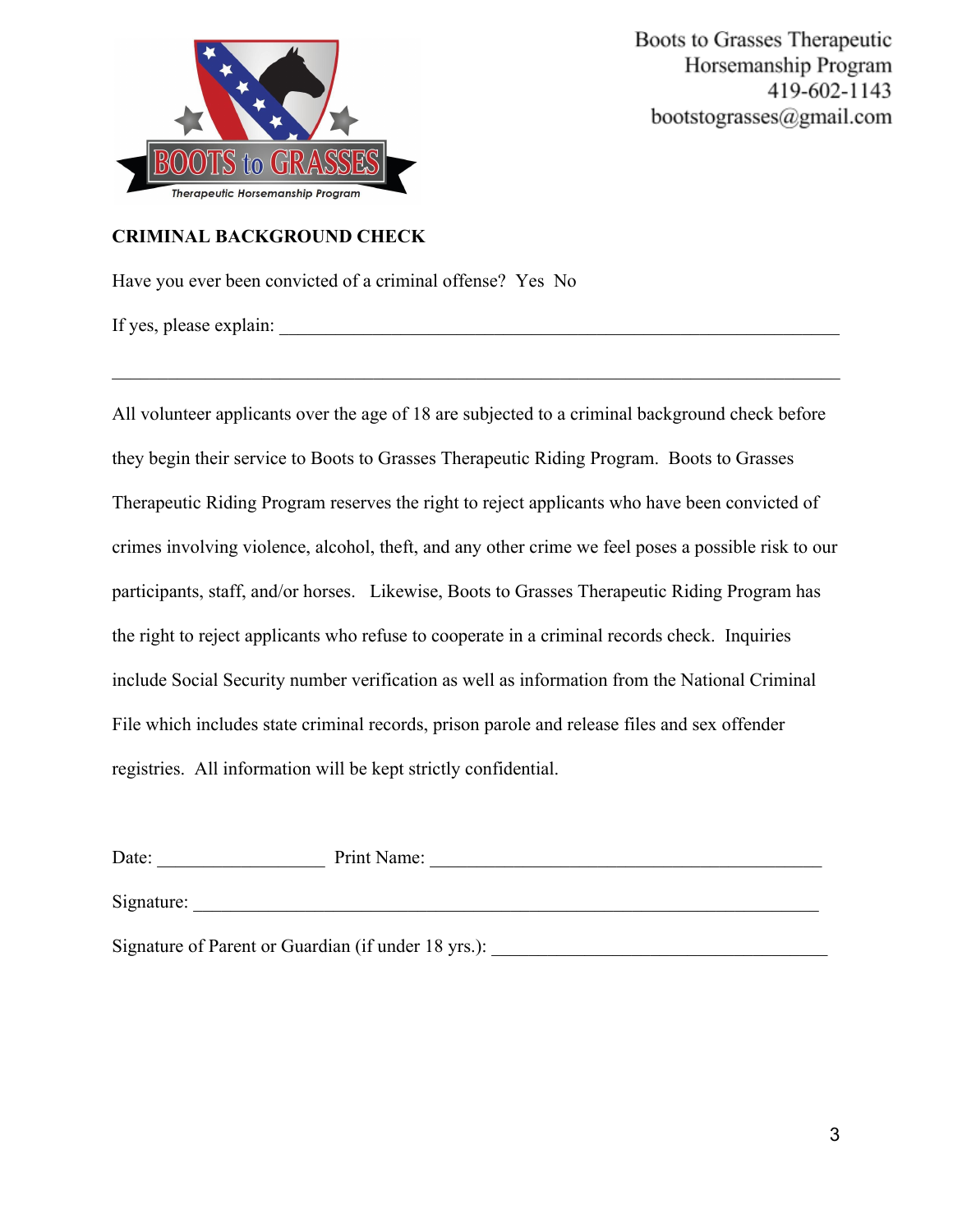Boots to Grasses Therapeutic Horsemanship Program
419-602-1143
bootstograsses@gmail.com

**CRIMINAL BACKGROUND CHECK**

Have you ever been convicted of a criminal offense? Yes No

If yes, please explain: ______________________________________________________________

______________________________________________________________________________

All volunteer applicants over the age of 18 are subjected to a criminal background check before they begin their service to Boots to Grasses Therapeutic Riding Program. Boots to Grasses Therapeutic Riding Program reserves the right to reject applicants who have been convicted of crimes involving violence, alcohol, theft, and any other crime we feel poses a possible risk to our participants, staff, and/or horses. Likewise, Boots to Grasses Therapeutic Riding Program has the right to reject applicants who refuse to cooperate in a criminal records check. Inquiries include Social Security number verification as well as information from the National Criminal File which includes state criminal records, prison parole and release files and sex offender registries. All information will be kept strictly confidential.

Date: __________________ Print Name: __________________________________________

Signature: ______________________________________________________________________

Signature of Parent or Guardian (if under 18 yrs.): _____________________________________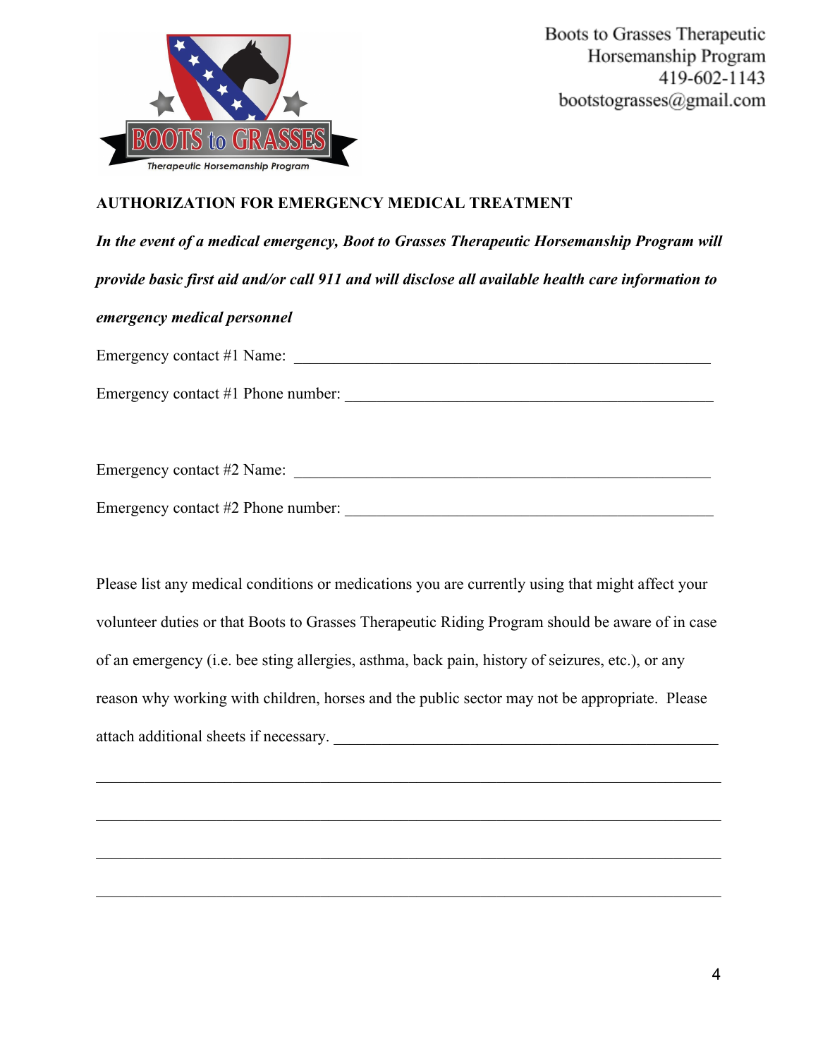Boots to Grasses Therapeutic
Horsemanship Program
419-602-1143
bootstograsses@gmail.com

## AUTHORIZATION FOR EMERGENCY MEDICAL TREATMENT

***In the event of a medical emergency, Boot to Grasses Therapeutic Horsemanship Program will provide basic first aid and/or call 911 and will disclose all available health care information to emergency medical personnel***

Emergency contact #1 Name: ________________________________________________________

Emergency contact #1 Phone number: ______________________________________________

Emergency contact #2 Name: ________________________________________________________

Emergency contact #2 Phone number: ______________________________________________

Please list any medical conditions or medications you are currently using that might affect your volunteer duties or that Boots to Grasses Therapeutic Riding Program should be aware of in case of an emergency (i.e. bee sting allergies, asthma, back pain, history of seizures, etc.), or any reason why working with children, horses and the public sector may not be appropriate. Please attach additional sheets if necessary. __________________________________________________

______________________________________________________________________________

______________________________________________________________________________

______________________________________________________________________________

______________________________________________________________________________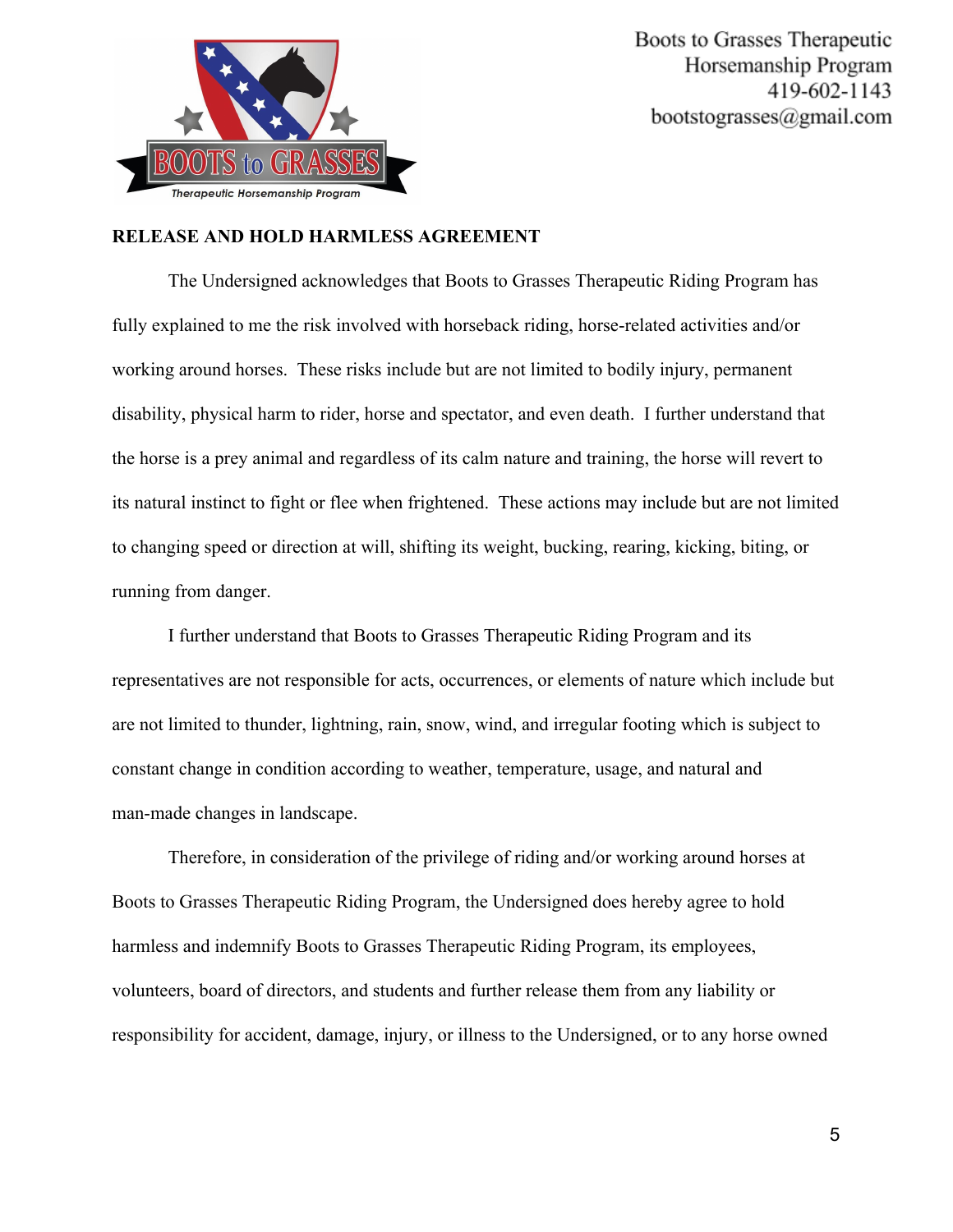**RELEASE AND HOLD HARMLESS AGREEMENT**

The Undersigned acknowledges that Boots to Grasses Therapeutic Riding Program has fully explained to me the risk involved with horseback riding, horse-related activities and/or working around horses. These risks include but are not limited to bodily injury, permanent disability, physical harm to rider, horse and spectator, and even death. I further understand that the horse is a prey animal and regardless of its calm nature and training, the horse will revert to its natural instinct to fight or flee when frightened. These actions may include but are not limited to changing speed or direction at will, shifting its weight, bucking, rearing, kicking, biting, or running from danger.

I further understand that Boots to Grasses Therapeutic Riding Program and its representatives are not responsible for acts, occurrences, or elements of nature which include but are not limited to thunder, lightning, rain, snow, wind, and irregular footing which is subject to constant change in condition according to weather, temperature, usage, and natural and man-made changes in landscape.

Therefore, in consideration of the privilege of riding and/or working around horses at Boots to Grasses Therapeutic Riding Program, the Undersigned does hereby agree to hold harmless and indemnify Boots to Grasses Therapeutic Riding Program, its employees, volunteers, board of directors, and students and further release them from any liability or responsibility for accident, damage, injury, or illness to the Undersigned, or to any horse owned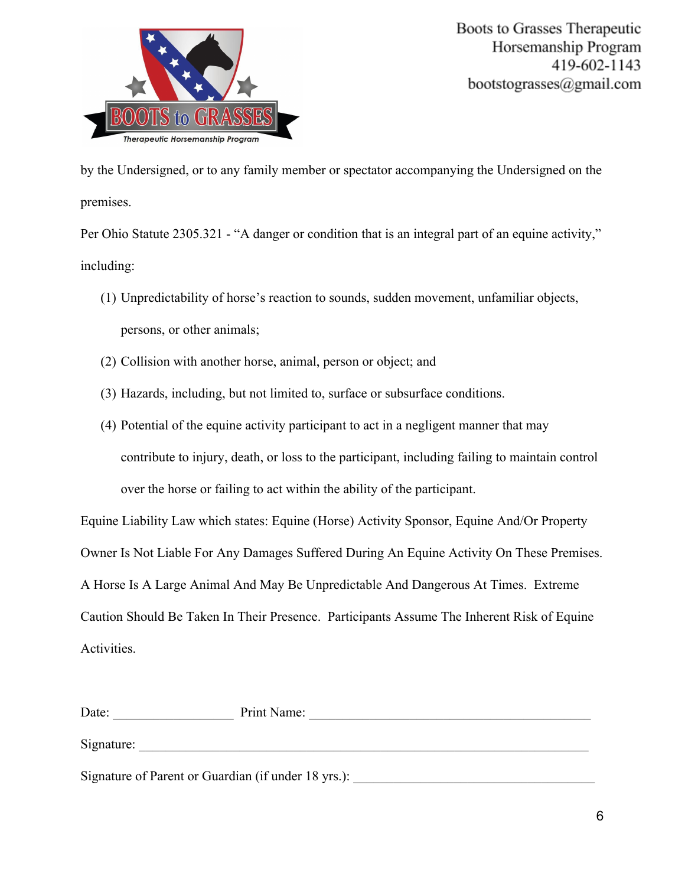by the Undersigned, or to any family member or spectator accompanying the Undersigned on the premises.

Per Ohio Statute 2305.321 - "A danger or condition that is an integral part of an equine activity," including:

(1) Unpredictability of horse's reaction to sounds, sudden movement, unfamiliar objects, persons, or other animals;

(2) Collision with another horse, animal, person or object; and

(3) Hazards, including, but not limited to, surface or subsurface conditions.

(4) Potential of the equine activity participant to act in a negligent manner that may contribute to injury, death, or loss to the participant, including failing to maintain control over the horse or failing to act within the ability of the participant.

Equine Liability Law which states: Equine (Horse) Activity Sponsor, Equine And/Or Property Owner Is Not Liable For Any Damages Suffered During An Equine Activity On These Premises. A Horse Is A Large Animal And May Be Unpredictable And Dangerous At Times. Extreme Caution Should Be Taken In Their Presence. Participants Assume The Inherent Risk of Equine Activities.

Date: __________________ Print Name: ___________________________________________

Signature: _____________________________________________________________________

Signature of Parent or Guardian (if under 18 yrs.): ___________________________________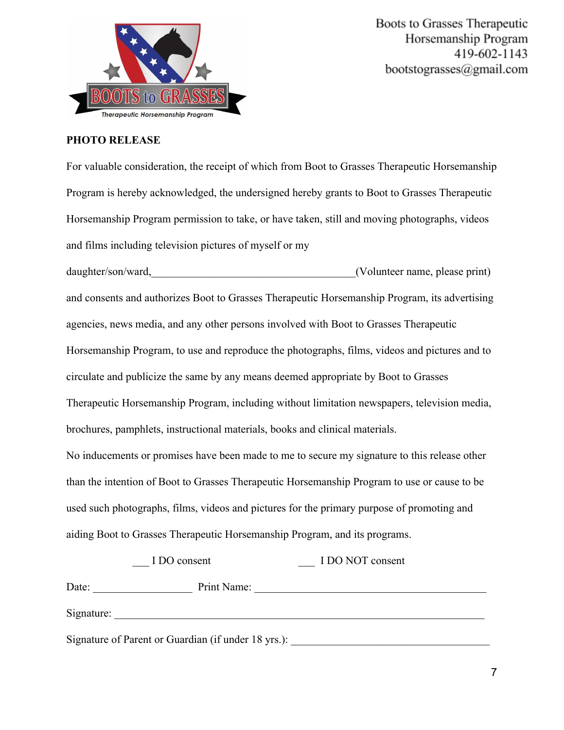Boots to Grasses Therapeutic Horsemanship Program
419-602-1143
bootstograsses@gmail.com

**PHOTO RELEASE**

For valuable consideration, the receipt of which from Boot to Grasses Therapeutic Horsemanship Program is hereby acknowledged, the undersigned hereby grants to Boot to Grasses Therapeutic Horsemanship Program permission to take, or have taken, still and moving photographs, videos and films including television pictures of myself or my daughter/son/ward,_____________________________________(Volunteer name, please print) and consents and authorizes Boot to Grasses Therapeutic Horsemanship Program, its advertising agencies, news media, and any other persons involved with Boot to Grasses Therapeutic Horsemanship Program, to use and reproduce the photographs, films, videos and pictures and to circulate and publicize the same by any means deemed appropriate by Boot to Grasses Therapeutic Horsemanship Program, including without limitation newspapers, television media, brochures, pamphlets, instructional materials, books and clinical materials.

No inducements or promises have been made to me to secure my signature to this release other than the intention of Boot to Grasses Therapeutic Horsemanship Program to use or cause to be used such photographs, films, videos and pictures for the primary purpose of promoting and aiding Boot to Grasses Therapeutic Horsemanship Program, and its programs.

___ I DO consent ___ I DO NOT consent

Date: __________________ Print Name: __________________________________________

Signature: _____________________________________________________________________

Signature of Parent or Guardian (if under 18 yrs.): ___________________________________